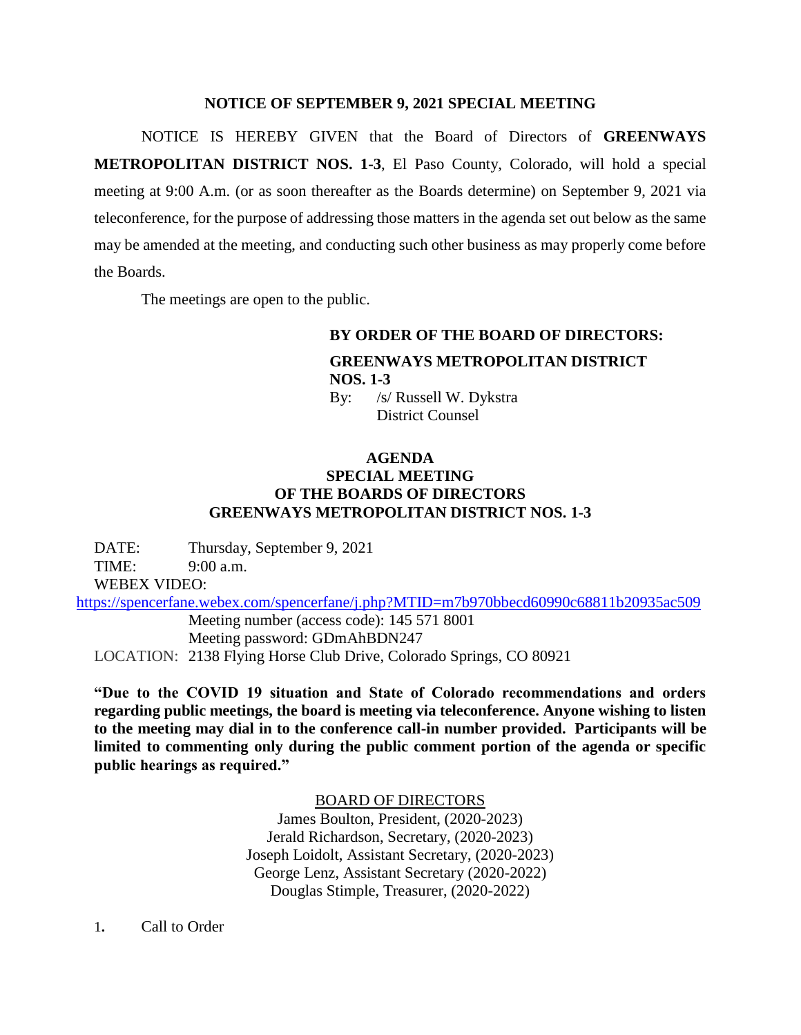**NOTICE OF SEPTEMBER 9, 2021 SPECIAL MEETING**

NOTICE IS HEREBY GIVEN that the Board of Directors of **GREENWAYS METROPOLITAN DISTRICT NOS. 1-3**, El Paso County, Colorado, will hold a special meeting at 9:00 A.m. (or as soon thereafter as the Boards determine) on September 9, 2021 via teleconference, for the purpose of addressing those matters in the agenda set out below as the same may be amended at the meeting, and conducting such other business as may properly come before the Boards.

The meetings are open to the public.

**BY ORDER OF THE BOARD OF DIRECTORS:**

**GREENWAYS METROPOLITAN DISTRICT NOS. 1-3**

By: /s/ Russell W. Dykstra
District Counsel

**AGENDA**
**SPECIAL MEETING**
**OF THE BOARDS OF DIRECTORS**
**GREENWAYS METROPOLITAN DISTRICT NOS. 1-3**

DATE: Thursday, September 9, 2021

TIME: 9:00 a.m.

WEBEX VIDEO:

https://spencerfane.webex.com/spencerfane/j.php?MTID=m7b970bbecd60990c68811b20935ac509

Meeting number (access code): 145 571 8001

Meeting password: GDmAhBDN247

LOCATION: 2138 Flying Horse Club Drive, Colorado Springs, CO 80921

**"Due to the COVID 19 situation and State of Colorado recommendations and orders regarding public meetings, the board is meeting via teleconference. Anyone wishing to listen to the meeting may dial in to the conference call-in number provided. Participants will be limited to commenting only during the public comment portion of the agenda or specific public hearings as required."**

BOARD OF DIRECTORS

James Boulton, President, (2020-2023)
Jerald Richardson, Secretary, (2020-2023)
Joseph Loidolt, Assistant Secretary, (2020-2023)
George Lenz, Assistant Secretary (2020-2022)
Douglas Stimple, Treasurer, (2020-2022)

1. Call to Order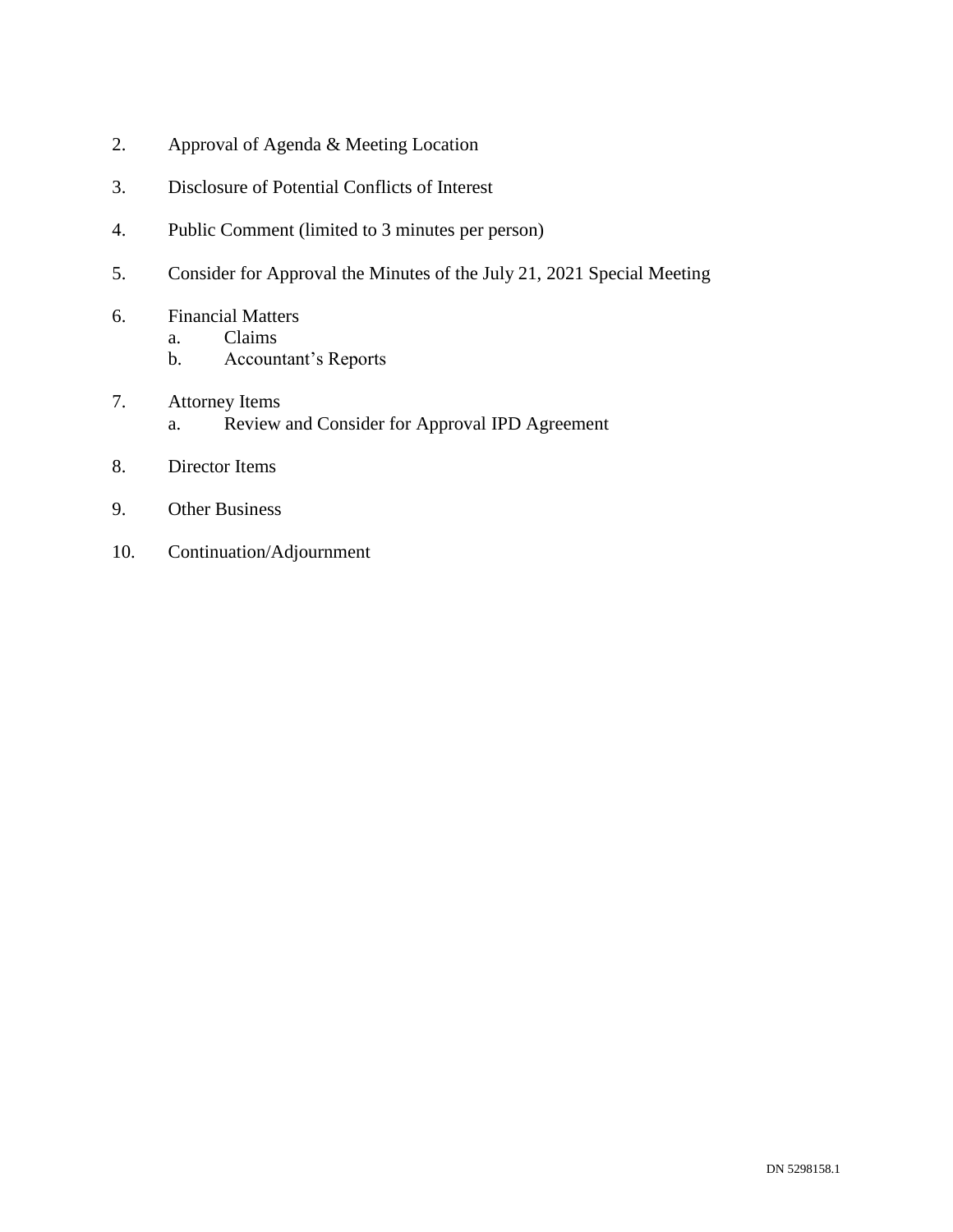2. Approval of Agenda & Meeting Location

3. Disclosure of Potential Conflicts of Interest

4. Public Comment (limited to 3 minutes per person)

5. Consider for Approval the Minutes of the July 21, 2021 Special Meeting

6. Financial Matters
   a. Claims
   b. Accountant's Reports

7. Attorney Items
   a. Review and Consider for Approval IPD Agreement

8. Director Items

9. Other Business

10. Continuation/Adjournment

DN 5298158.1